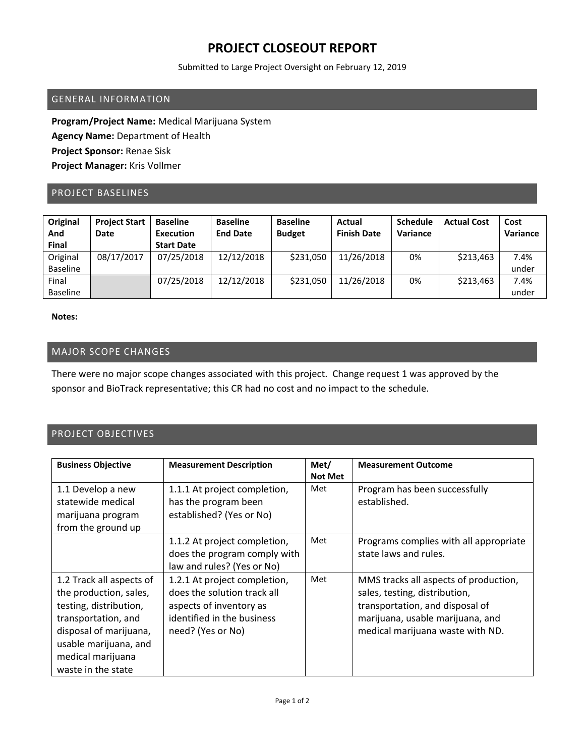# PROJECT CLOSEOUT REPORT

Submitted to Large Project Oversight on February 12, 2019

## GENERAL INFORMATION

**Program/Project Name:** Medical Marijuana System

**Agency Name:** Department of Health

**Project Sponsor:** Renae Sisk

**Project Manager:** Kris Vollmer

## PROJECT BASELINES

| Original And Final | Project Start Date | Baseline Execution Start Date | Baseline End Date | Baseline Budget | Actual Finish Date | Schedule Variance | Actual Cost | Cost Variance |
|---|---|---|---|---|---|---|---|---|
| Original Baseline | 08/17/2017 | 07/25/2018 | 12/12/2018 | $231,050 | 11/26/2018 | 0% | $213,463 | 7.4% under |
| Final Baseline | | 07/25/2018 | 12/12/2018 | $231,050 | 11/26/2018 | 0% | $213,463 | 7.4% under |

**Notes:**

## MAJOR SCOPE CHANGES

There were no major scope changes associated with this project. Change request 1 was approved by the sponsor and BioTrack representative; this CR had no cost and no impact to the schedule.

## PROJECT OBJECTIVES

| Business Objective | Measurement Description | Met/ Not Met | Measurement Outcome |
|---|---|---|---|
| 1.1 Develop a new statewide medical marijuana program from the ground up | 1.1.1 At project completion, has the program been established? (Yes or No) | Met | Program has been successfully established. |
| | 1.1.2 At project completion, does the program comply with law and rules? (Yes or No) | Met | Programs complies with all appropriate state laws and rules. |
| 1.2 Track all aspects of the production, sales, testing, distribution, transportation, and disposal of marijuana, usable marijuana, and medical marijuana waste in the state | 1.2.1 At project completion, does the solution track all aspects of inventory as identified in the business need? (Yes or No) | Met | MMS tracks all aspects of production, sales, testing, distribution, transportation, and disposal of marijuana, usable marijuana, and medical marijuana waste with ND. |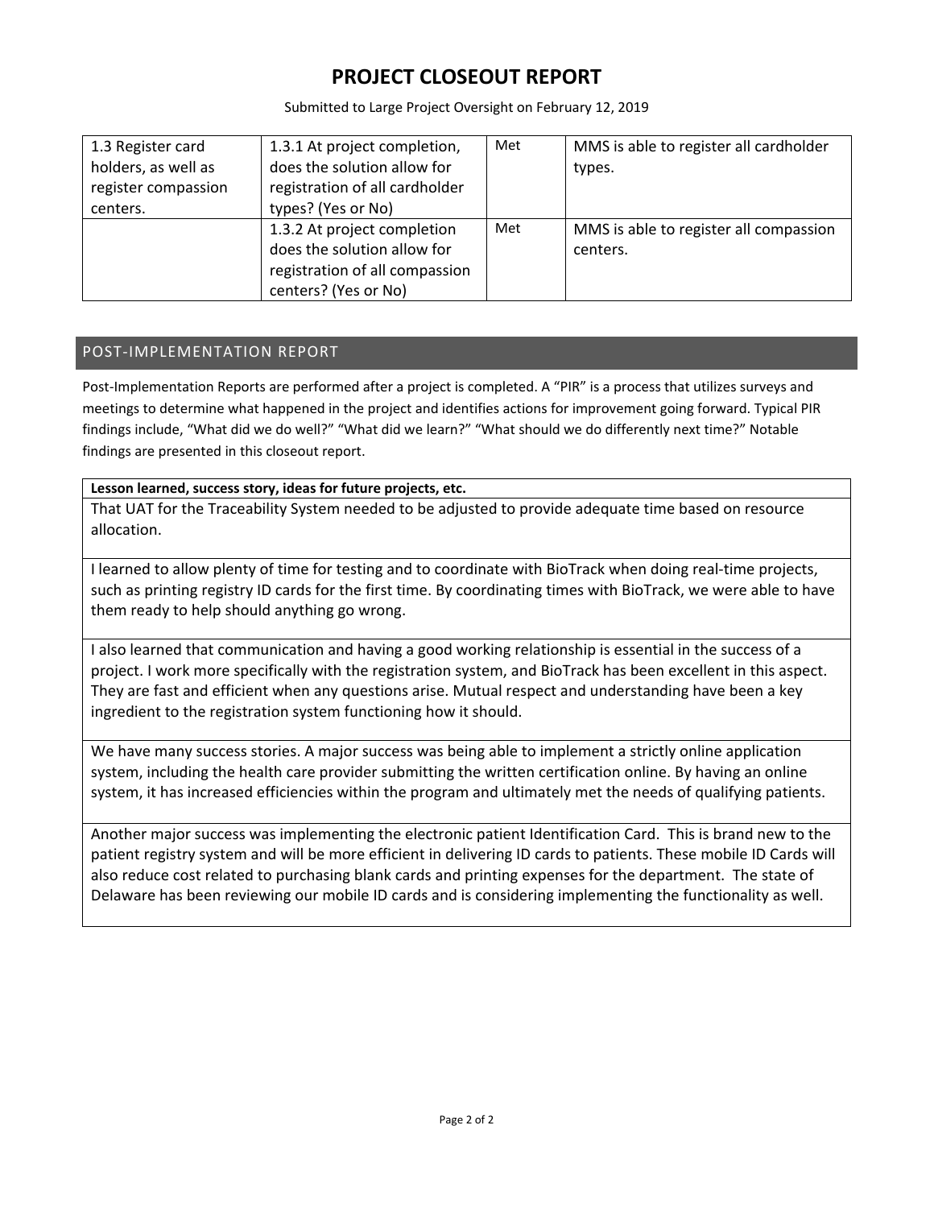# PROJECT CLOSEOUT REPORT

Submitted to Large Project Oversight on February 12, 2019

| | | | |
|---|---|---|---|
| 1.3 Register card holders, as well as register compassion centers. | 1.3.1 At project completion, does the solution allow for registration of all cardholder types? (Yes or No) | Met | MMS is able to register all cardholder types. |
| | 1.3.2 At project completion does the solution allow for registration of all compassion centers? (Yes or No) | Met | MMS is able to register all compassion centers. |

## POST-IMPLEMENTATION REPORT

Post-Implementation Reports are performed after a project is completed. A "PIR" is a process that utilizes surveys and meetings to determine what happened in the project and identifies actions for improvement going forward. Typical PIR findings include, "What did we do well?" "What did we learn?" "What should we do differently next time?" Notable findings are presented in this closeout report.

| **Lesson learned, success story, ideas for future projects, etc.** |
|---|
| That UAT for the Traceability System needed to be adjusted to provide adequate time based on resource allocation. |
| I learned to allow plenty of time for testing and to coordinate with BioTrack when doing real-time projects, such as printing registry ID cards for the first time. By coordinating times with BioTrack, we were able to have them ready to help should anything go wrong. |
| I also learned that communication and having a good working relationship is essential in the success of a project. I work more specifically with the registration system, and BioTrack has been excellent in this aspect. They are fast and efficient when any questions arise. Mutual respect and understanding have been a key ingredient to the registration system functioning how it should. |
| We have many success stories. A major success was being able to implement a strictly online application system, including the health care provider submitting the written certification online. By having an online system, it has increased efficiencies within the program and ultimately met the needs of qualifying patients. |
| Another major success was implementing the electronic patient Identification Card. This is brand new to the patient registry system and will be more efficient in delivering ID cards to patients. These mobile ID Cards will also reduce cost related to purchasing blank cards and printing expenses for the department. The state of Delaware has been reviewing our mobile ID cards and is considering implementing the functionality as well. |